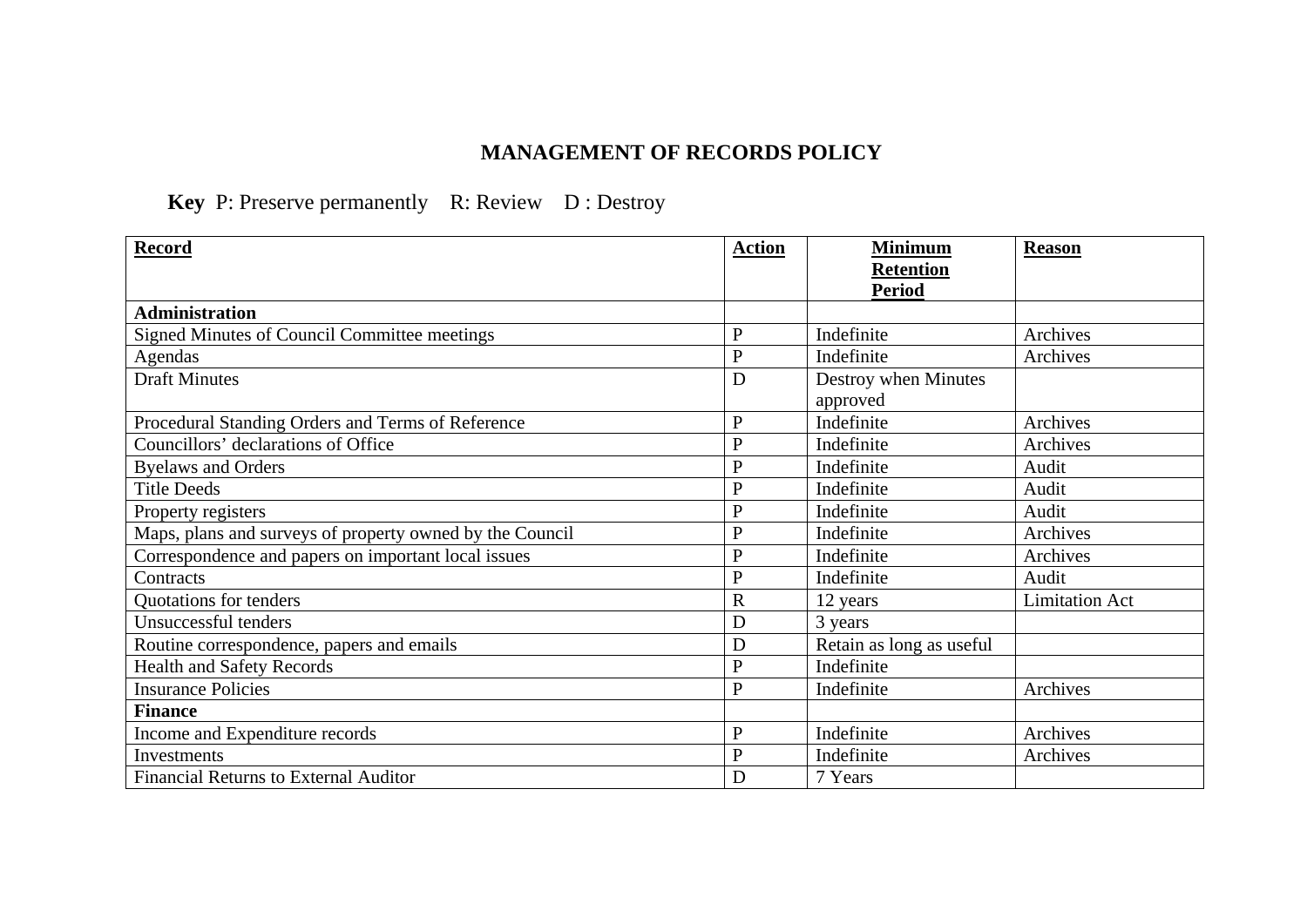# MANAGEMENT OF RECORDS POLICY

**Key** P: Preserve permanently R: Review D : Destroy

| Record | Action | Minimum Retention Period | Reason |
|---|---|---|---|
| **Administration** | | | |
| Signed Minutes of Council Committee meetings | P | Indefinite | Archives |
| Agendas | P | Indefinite | Archives |
| Draft Minutes | D | Destroy when Minutes approved | |
| Procedural Standing Orders and Terms of Reference | P | Indefinite | Archives |
| Councillors' declarations of Office | P | Indefinite | Archives |
| Byelaws and Orders | P | Indefinite | Audit |
| Title Deeds | P | Indefinite | Audit |
| Property registers | P | Indefinite | Audit |
| Maps, plans and surveys of property owned by the Council | P | Indefinite | Archives |
| Correspondence and papers on important local issues | P | Indefinite | Archives |
| Contracts | P | Indefinite | Audit |
| Quotations for tenders | R | 12 years | Limitation Act |
| Unsuccessful tenders | D | 3 years | |
| Routine correspondence, papers and emails | D | Retain as long as useful | |
| Health and Safety Records | P | Indefinite | |
| Insurance Policies | P | Indefinite | Archives |
| **Finance** | | | |
| Income and Expenditure records | P | Indefinite | Archives |
| Investments | P | Indefinite | Archives |
| Financial Returns to External Auditor | D | 7 Years | |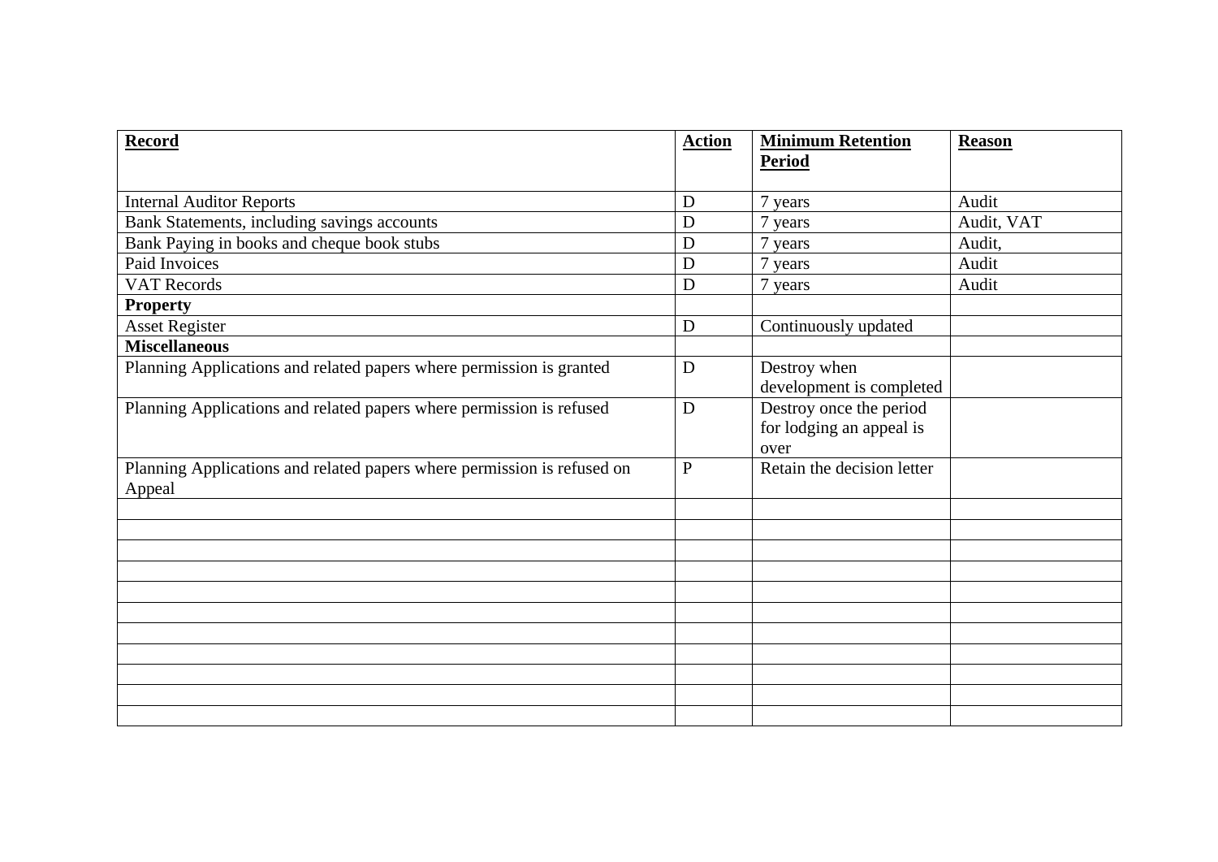| **Record** | **Action** | **Minimum Retention Period** | **Reason** |
| --- | --- | --- | --- |
| Internal Auditor Reports | D | 7 years | Audit |
| Bank Statements, including savings accounts | D | 7 years | Audit, VAT |
| Bank Paying in books and cheque book stubs | D | 7 years | Audit, |
| Paid Invoices | D | 7 years | Audit |
| VAT Records | D | 7 years | Audit |
| **Property** | | | |
| Asset Register | D | Continuously updated | |
| **Miscellaneous** | | | |
| Planning Applications and related papers where permission is granted | D | Destroy when development is completed | |
| Planning Applications and related papers where permission is refused | D | Destroy once the period for lodging an appeal is over | |
| Planning Applications and related papers where permission is refused on Appeal | P | Retain the decision letter | |
| | | | |
| | | | |
| | | | |
| | | | |
| | | | |
| | | | |
| | | | |
| | | | |
| | | | |
| | | | |
| | | | |